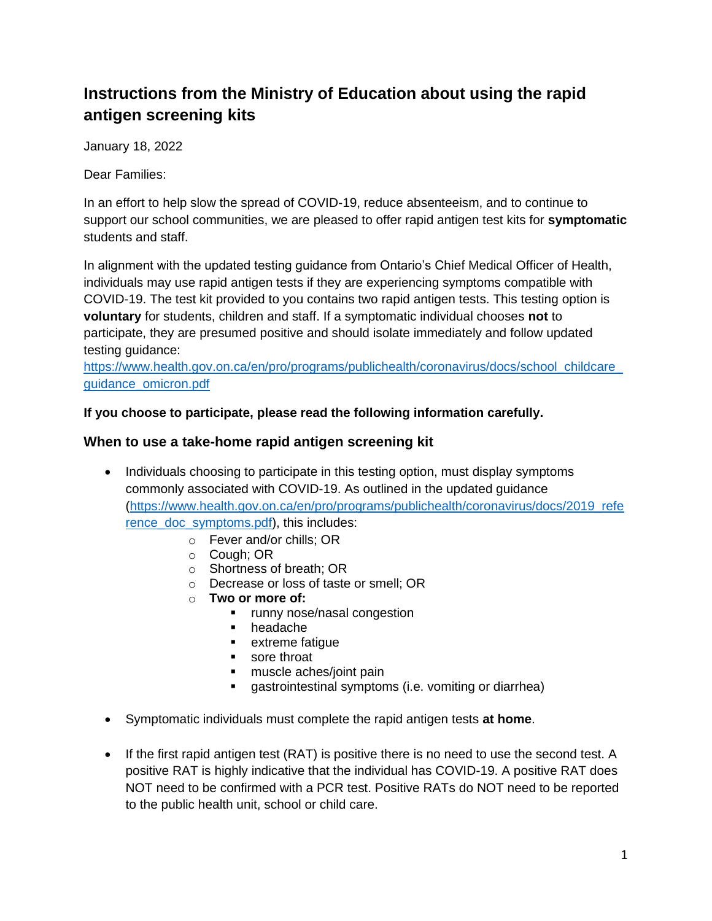# Instructions from the Ministry of Education about using the rapid antigen screening kits

January 18, 2022

Dear Families:

In an effort to help slow the spread of COVID-19, reduce absenteeism, and to continue to support our school communities, we are pleased to offer rapid antigen test kits for **symptomatic** students and staff.

In alignment with the updated testing guidance from Ontario's Chief Medical Officer of Health, individuals may use rapid antigen tests if they are experiencing symptoms compatible with COVID-19. The test kit provided to you contains two rapid antigen tests. This testing option is **voluntary** for students, children and staff. If a symptomatic individual chooses **not** to participate, they are presumed positive and should isolate immediately and follow updated testing guidance: [https://www.health.gov.on.ca/en/pro/programs/publichealth/coronavirus/docs/school_childcare_guidance_omicron.pdf](https://www.health.gov.on.ca/en/pro/programs/publichealth/coronavirus/docs/school_childcare_guidance_omicron.pdf)

**If you choose to participate, please read the following information carefully.**

## When to use a take-home rapid antigen screening kit

- Individuals choosing to participate in this testing option, must display symptoms commonly associated with COVID-19. As outlined in the updated guidance ([https://www.health.gov.on.ca/en/pro/programs/publichealth/coronavirus/docs/2019_reference_doc_symptoms.pdf](https://www.health.gov.on.ca/en/pro/programs/publichealth/coronavirus/docs/2019_reference_doc_symptoms.pdf)), this includes:
  - Fever and/or chills; OR
  - Cough; OR
  - Shortness of breath; OR
  - Decrease or loss of taste or smell; OR
  - **Two or more of:**
    - runny nose/nasal congestion
    - headache
    - extreme fatigue
    - sore throat
    - muscle aches/joint pain
    - gastrointestinal symptoms (i.e. vomiting or diarrhea)

- Symptomatic individuals must complete the rapid antigen tests **at home**.

- If the first rapid antigen test (RAT) is positive there is no need to use the second test. A positive RAT is highly indicative that the individual has COVID-19. A positive RAT does NOT need to be confirmed with a PCR test. Positive RATs do NOT need to be reported to the public health unit, school or child care.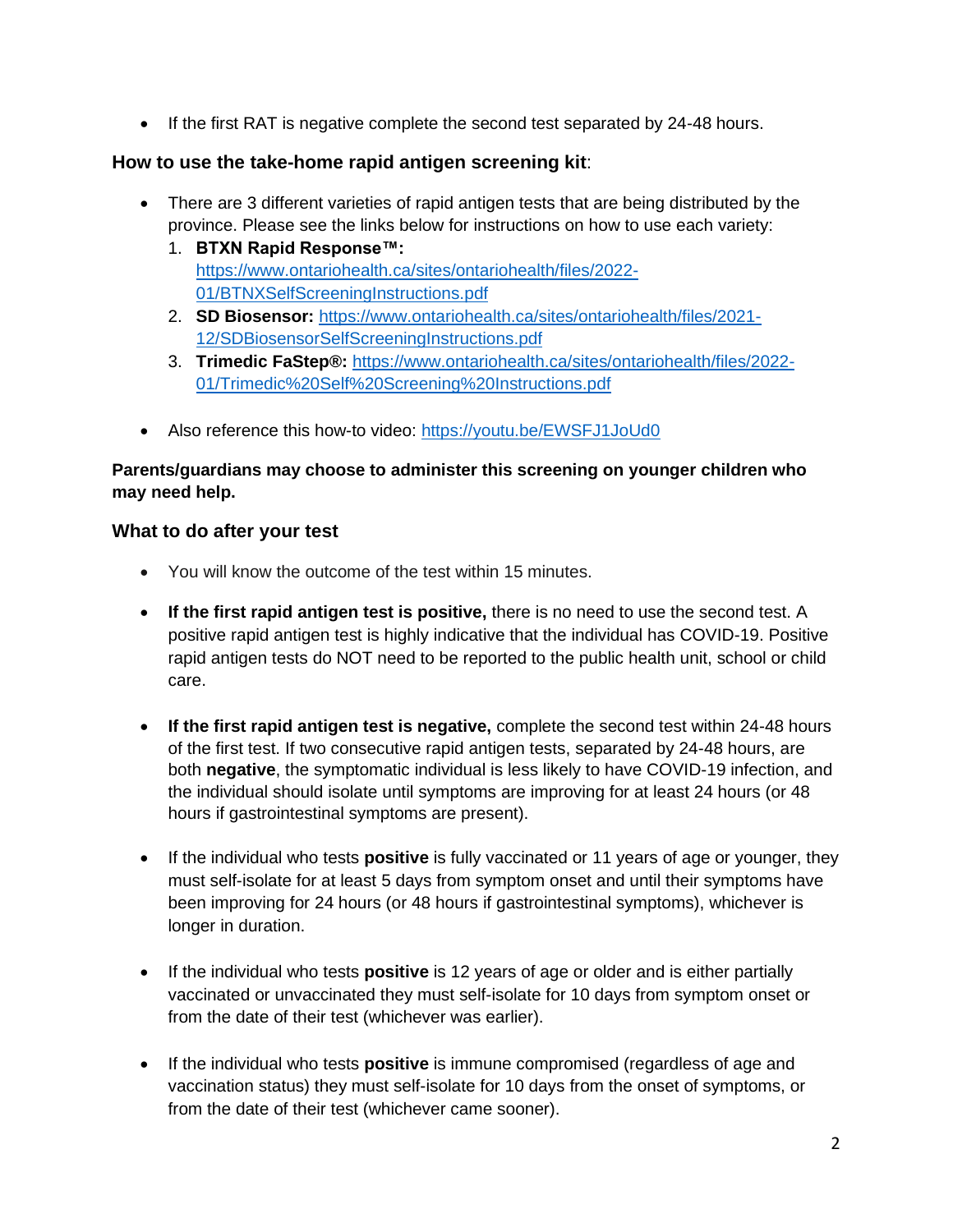- If the first RAT is negative complete the second test separated by 24-48 hours.

### How to use the take-home rapid antigen screening kit:

- There are 3 different varieties of rapid antigen tests that are being distributed by the province. Please see the links below for instructions on how to use each variety:
  1. **BTXN Rapid Response™:** https://www.ontariohealth.ca/sites/ontariohealth/files/2022-01/BTNXSelfScreeningInstructions.pdf
  2. **SD Biosensor:** https://www.ontariohealth.ca/sites/ontariohealth/files/2021-12/SDBiosensorSelfScreeningInstructions.pdf
  3. **Trimedic FaStep®:** https://www.ontariohealth.ca/sites/ontariohealth/files/2022-01/Trimedic%20Self%20Screening%20Instructions.pdf

- Also reference this how-to video: https://youtu.be/EWSFJ1JoUd0

**Parents/guardians may choose to administer this screening on younger children who may need help.**

### What to do after your test

- You will know the outcome of the test within 15 minutes.

- **If the first rapid antigen test is positive,** there is no need to use the second test. A positive rapid antigen test is highly indicative that the individual has COVID-19. Positive rapid antigen tests do NOT need to be reported to the public health unit, school or child care.

- **If the first rapid antigen test is negative,** complete the second test within 24-48 hours of the first test. If two consecutive rapid antigen tests, separated by 24-48 hours, are both **negative**, the symptomatic individual is less likely to have COVID-19 infection, and the individual should isolate until symptoms are improving for at least 24 hours (or 48 hours if gastrointestinal symptoms are present).

- If the individual who tests **positive** is fully vaccinated or 11 years of age or younger, they must self-isolate for at least 5 days from symptom onset and until their symptoms have been improving for 24 hours (or 48 hours if gastrointestinal symptoms), whichever is longer in duration.

- If the individual who tests **positive** is 12 years of age or older and is either partially vaccinated or unvaccinated they must self-isolate for 10 days from symptom onset or from the date of their test (whichever was earlier).

- If the individual who tests **positive** is immune compromised (regardless of age and vaccination status) they must self-isolate for 10 days from the onset of symptoms, or from the date of their test (whichever came sooner).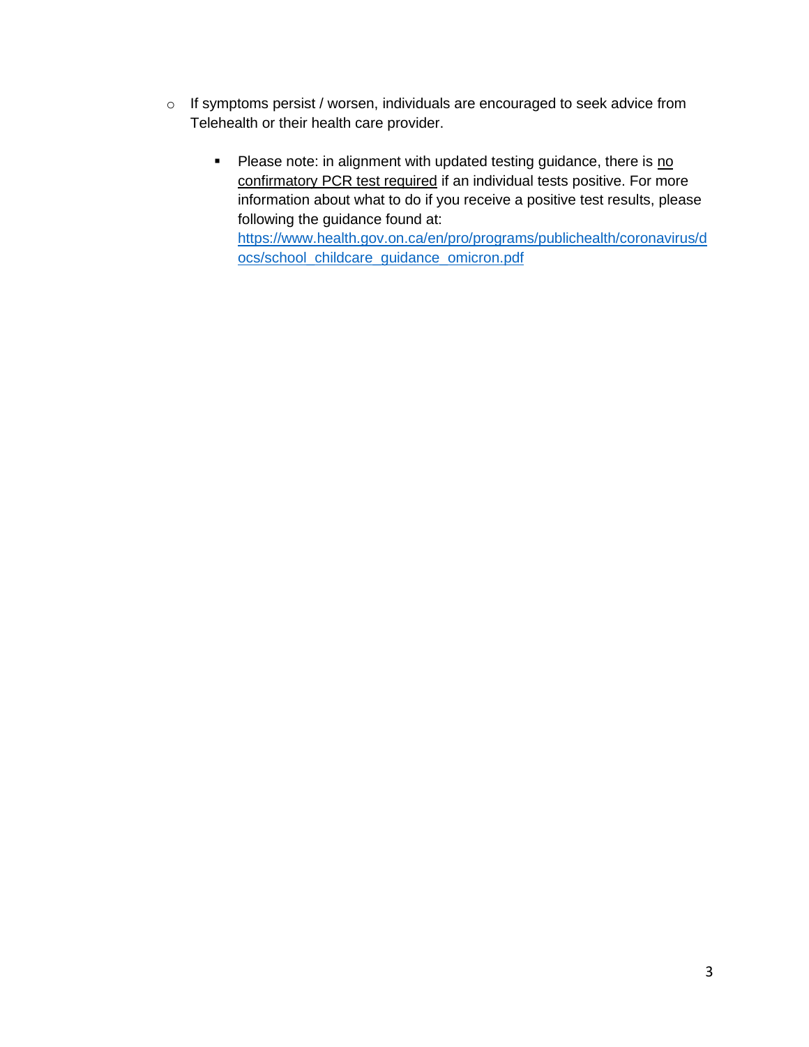- If symptoms persist / worsen, individuals are encouraged to seek advice from Telehealth or their health care provider.

    - Please note: in alignment with updated testing guidance, there is <u>no confirmatory PCR test required</u> if an individual tests positive. For more information about what to do if you receive a positive test results, please following the guidance found at: [https://www.health.gov.on.ca/en/pro/programs/publichealth/coronavirus/docs/school_childcare_guidance_omicron.pdf](https://www.health.gov.on.ca/en/pro/programs/publichealth/coronavirus/docs/school_childcare_guidance_omicron.pdf)